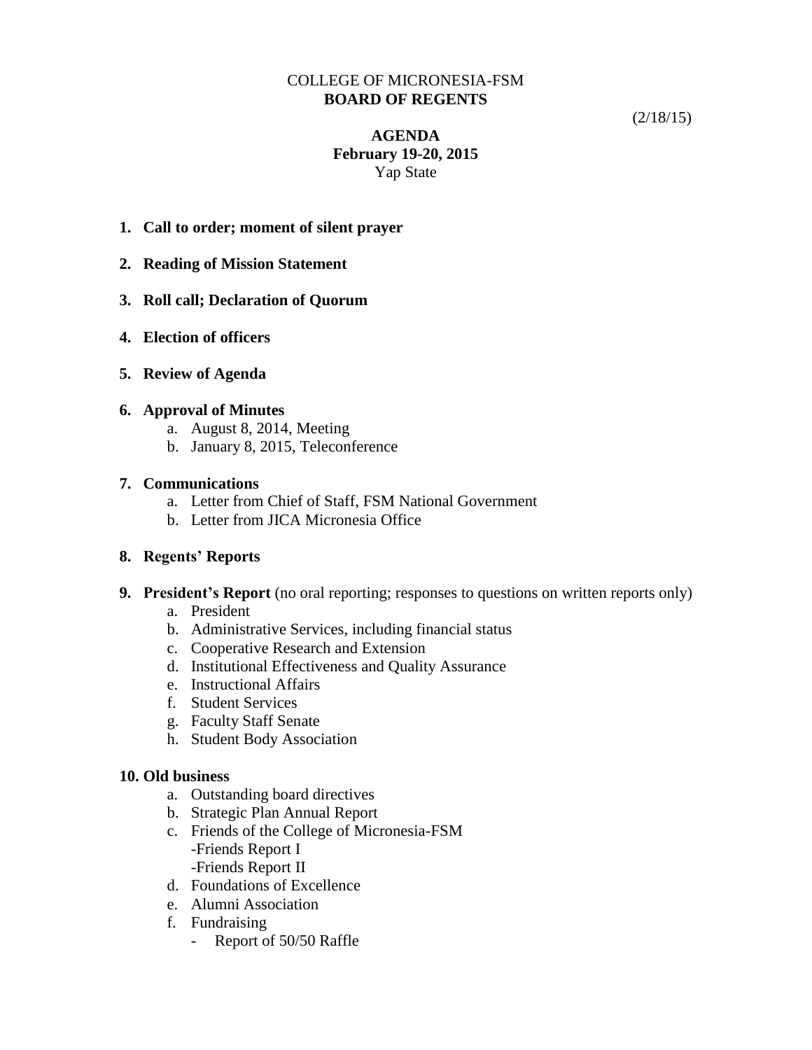COLLEGE OF MICRONESIA-FSM

**BOARD OF REGENTS**

(2/18/15)

**AGENDA**

**February 19-20, 2015**

Yap State

1. **Call to order; moment of silent prayer**

2. **Reading of Mission Statement**

3. **Roll call; Declaration of Quorum**

4. **Election of officers**

5. **Review of Agenda**

6. **Approval of Minutes**
   a. August 8, 2014, Meeting
   b. January 8, 2015, Teleconference

7. **Communications**
   a. Letter from Chief of Staff, FSM National Government
   b. Letter from JICA Micronesia Office

8. **Regents' Reports**

9. **President's Report** (no oral reporting; responses to questions on written reports only)
   a. President
   b. Administrative Services, including financial status
   c. Cooperative Research and Extension
   d. Institutional Effectiveness and Quality Assurance
   e. Instructional Affairs
   f. Student Services
   g. Faculty Staff Senate
   h. Student Body Association

10. **Old business**
    a. Outstanding board directives
    b. Strategic Plan Annual Report
    c. Friends of the College of Micronesia-FSM
       -Friends Report I
       -Friends Report II
    d. Foundations of Excellence
    e. Alumni Association
    f. Fundraising
       - Report of 50/50 Raffle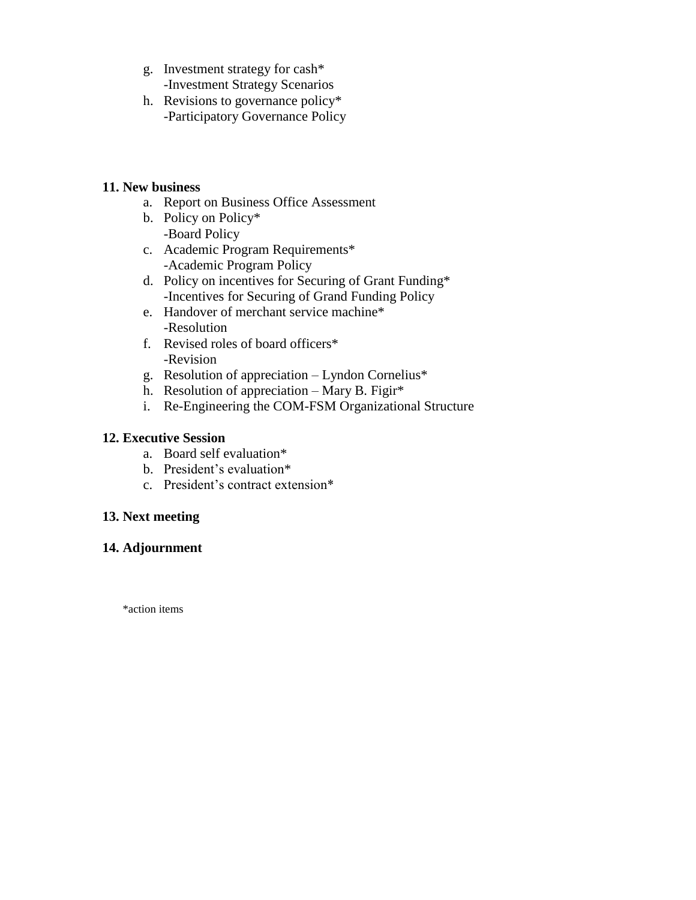g. Investment strategy for cash*
   -Investment Strategy Scenarios
h. Revisions to governance policy*
   -Participatory Governance Policy

**11. New business**

a. Report on Business Office Assessment
b. Policy on Policy*
   -Board Policy
c. Academic Program Requirements*
   -Academic Program Policy
d. Policy on incentives for Securing of Grant Funding*
   -Incentives for Securing of Grand Funding Policy
e. Handover of merchant service machine*
   -Resolution
f. Revised roles of board officers*
   -Revision
g. Resolution of appreciation – Lyndon Cornelius*
h. Resolution of appreciation – Mary B. Figir*
i. Re-Engineering the COM-FSM Organizational Structure

**12. Executive Session**

a. Board self evaluation*
b. President's evaluation*
c. President's contract extension*

**13. Next meeting**

**14. Adjournment**

*action items